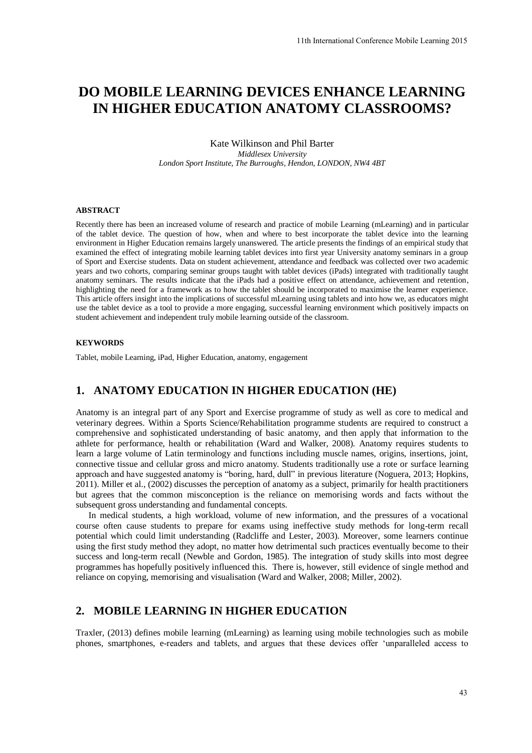# DO MOBILE LEARNING DEVICES ENHANCE LEARNING IN HIGHER EDUCATION ANATOMY CLASSROOMS?

Kate Wilkinson and Phil Barter
*Middlesex University*
*London Sport Institute, The Burroughs, Hendon, LONDON, NW4 4BT*

#### ABSTRACT

Recently there has been an increased volume of research and practice of mobile Learning (mLearning) and in particular of the tablet device. The question of how, when and where to best incorporate the tablet device into the learning environment in Higher Education remains largely unanswered. The article presents the findings of an empirical study that examined the effect of integrating mobile learning tablet devices into first year University anatomy seminars in a group of Sport and Exercise students. Data on student achievement, attendance and feedback was collected over two academic years and two cohorts, comparing seminar groups taught with tablet devices (iPads) integrated with traditionally taught anatomy seminars. The results indicate that the iPads had a positive effect on attendance, achievement and retention, highlighting the need for a framework as to how the tablet should be incorporated to maximise the learner experience. This article offers insight into the implications of successful mLearning using tablets and into how we, as educators might use the tablet device as a tool to provide a more engaging, successful learning environment which positively impacts on student achievement and independent truly mobile learning outside of the classroom.

#### KEYWORDS

Tablet, mobile Learning, iPad, Higher Education, anatomy, engagement

## 1. ANATOMY EDUCATION IN HIGHER EDUCATION (HE)

Anatomy is an integral part of any Sport and Exercise programme of study as well as core to medical and veterinary degrees. Within a Sports Science/Rehabilitation programme students are required to construct a comprehensive and sophisticated understanding of basic anatomy, and then apply that information to the athlete for performance, health or rehabilitation (Ward and Walker, 2008). Anatomy requires students to learn a large volume of Latin terminology and functions including muscle names, origins, insertions, joint, connective tissue and cellular gross and micro anatomy. Students traditionally use a rote or surface learning approach and have suggested anatomy is "boring, hard, dull" in previous literature (Noguera, 2013; Hopkins, 2011). Miller et al., (2002) discusses the perception of anatomy as a subject, primarily for health practitioners but agrees that the common misconception is the reliance on memorising words and facts without the subsequent gross understanding and fundamental concepts.

In medical students, a high workload, volume of new information, and the pressures of a vocational course often cause students to prepare for exams using ineffective study methods for long-term recall potential which could limit understanding (Radcliffe and Lester, 2003). Moreover, some learners continue using the first study method they adopt, no matter how detrimental such practices eventually become to their success and long-term recall (Newble and Gordon, 1985). The integration of study skills into most degree programmes has hopefully positively influenced this. There is, however, still evidence of single method and reliance on copying, memorising and visualisation (Ward and Walker, 2008; Miller, 2002).

## 2. MOBILE LEARNING IN HIGHER EDUCATION

Traxler, (2013) defines mobile learning (mLearning) as learning using mobile technologies such as mobile phones, smartphones, e-readers and tablets, and argues that these devices offer 'unparalleled access to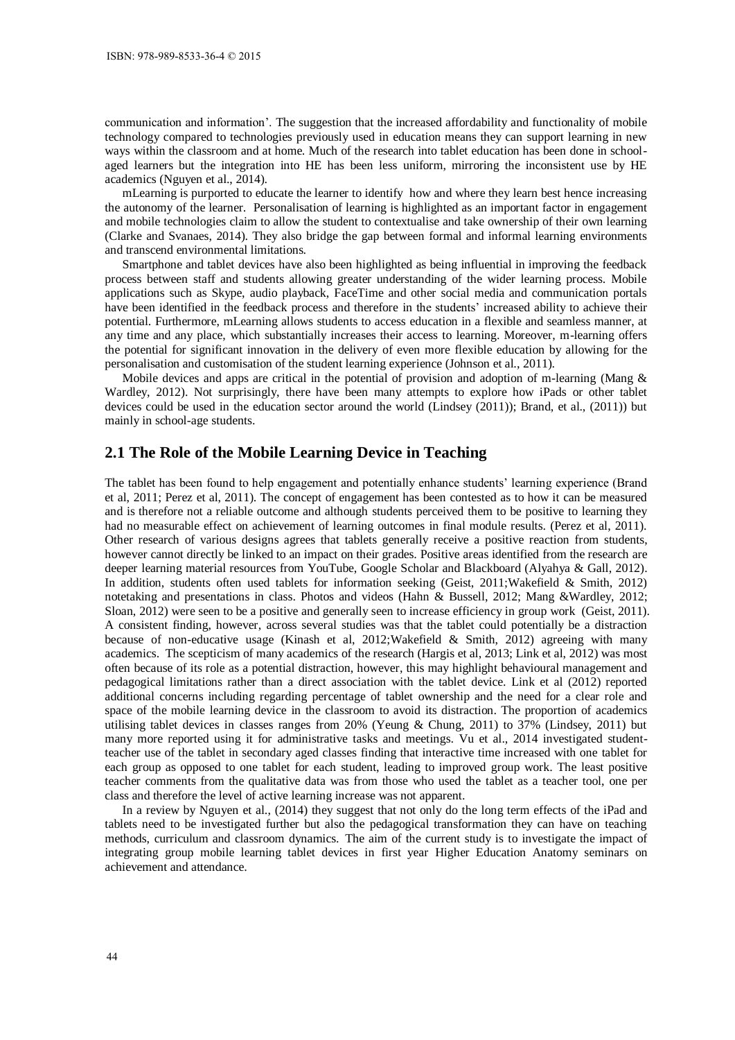communication and information'. The suggestion that the increased affordability and functionality of mobile technology compared to technologies previously used in education means they can support learning in new ways within the classroom and at home. Much of the research into tablet education has been done in school-aged learners but the integration into HE has been less uniform, mirroring the inconsistent use by HE academics (Nguyen et al., 2014).

mLearning is purported to educate the learner to identify how and where they learn best hence increasing the autonomy of the learner. Personalisation of learning is highlighted as an important factor in engagement and mobile technologies claim to allow the student to contextualise and take ownership of their own learning (Clarke and Svanaes, 2014). They also bridge the gap between formal and informal learning environments and transcend environmental limitations.

Smartphone and tablet devices have also been highlighted as being influential in improving the feedback process between staff and students allowing greater understanding of the wider learning process. Mobile applications such as Skype, audio playback, FaceTime and other social media and communication portals have been identified in the feedback process and therefore in the students' increased ability to achieve their potential. Furthermore, mLearning allows students to access education in a flexible and seamless manner, at any time and any place, which substantially increases their access to learning. Moreover, m-learning offers the potential for significant innovation in the delivery of even more flexible education by allowing for the personalisation and customisation of the student learning experience (Johnson et al., 2011).

Mobile devices and apps are critical in the potential of provision and adoption of m-learning (Mang & Wardley, 2012). Not surprisingly, there have been many attempts to explore how iPads or other tablet devices could be used in the education sector around the world (Lindsey (2011)); Brand, et al., (2011)) but mainly in school-age students.

## 2.1 The Role of the Mobile Learning Device in Teaching

The tablet has been found to help engagement and potentially enhance students' learning experience (Brand et al, 2011; Perez et al, 2011). The concept of engagement has been contested as to how it can be measured and is therefore not a reliable outcome and although students perceived them to be positive to learning they had no measurable effect on achievement of learning outcomes in final module results. (Perez et al, 2011). Other research of various designs agrees that tablets generally receive a positive reaction from students, however cannot directly be linked to an impact on their grades. Positive areas identified from the research are deeper learning material resources from YouTube, Google Scholar and Blackboard (Alyahya & Gall, 2012). In addition, students often used tablets for information seeking (Geist, 2011;Wakefield & Smith, 2012) notetaking and presentations in class. Photos and videos (Hahn & Bussell, 2012; Mang &Wardley, 2012; Sloan, 2012) were seen to be a positive and generally seen to increase efficiency in group work (Geist, 2011). A consistent finding, however, across several studies was that the tablet could potentially be a distraction because of non-educative usage (Kinash et al, 2012;Wakefield & Smith, 2012) agreeing with many academics. The scepticism of many academics of the research (Hargis et al, 2013; Link et al, 2012) was most often because of its role as a potential distraction, however, this may highlight behavioural management and pedagogical limitations rather than a direct association with the tablet device. Link et al (2012) reported additional concerns including regarding percentage of tablet ownership and the need for a clear role and space of the mobile learning device in the classroom to avoid its distraction. The proportion of academics utilising tablet devices in classes ranges from 20% (Yeung & Chung, 2011) to 37% (Lindsey, 2011) but many more reported using it for administrative tasks and meetings. Vu et al., 2014 investigated student-teacher use of the tablet in secondary aged classes finding that interactive time increased with one tablet for each group as opposed to one tablet for each student, leading to improved group work. The least positive teacher comments from the qualitative data was from those who used the tablet as a teacher tool, one per class and therefore the level of active learning increase was not apparent.

In a review by Nguyen et al., (2014) they suggest that not only do the long term effects of the iPad and tablets need to be investigated further but also the pedagogical transformation they can have on teaching methods, curriculum and classroom dynamics. The aim of the current study is to investigate the impact of integrating group mobile learning tablet devices in first year Higher Education Anatomy seminars on achievement and attendance.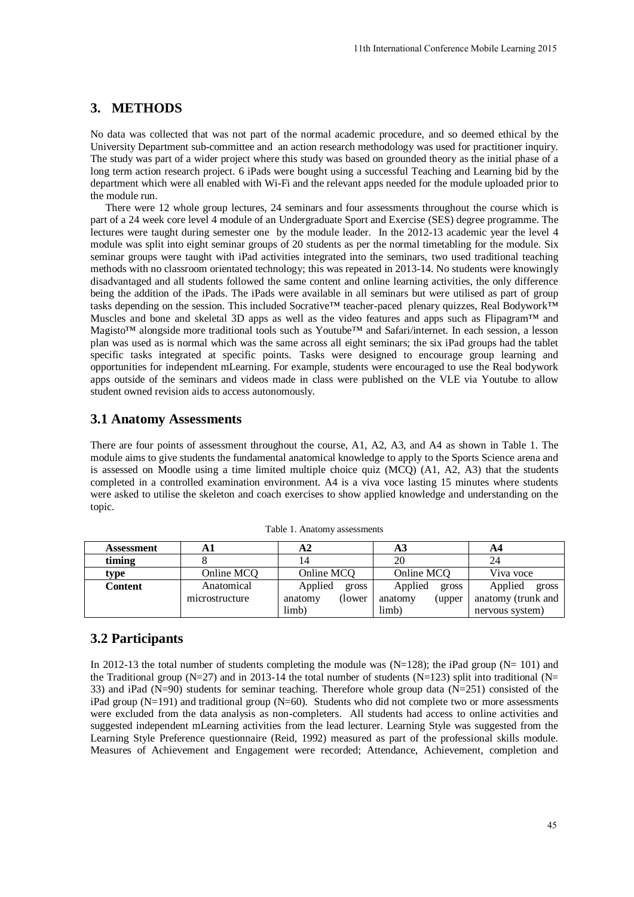## 3. METHODS

No data was collected that was not part of the normal academic procedure, and so deemed ethical by the University Department sub-committee and an action research methodology was used for practitioner inquiry. The study was part of a wider project where this study was based on grounded theory as the initial phase of a long term action research project. 6 iPads were bought using a successful Teaching and Learning bid by the department which were all enabled with Wi-Fi and the relevant apps needed for the module uploaded prior to the module run.

There were 12 whole group lectures, 24 seminars and four assessments throughout the course which is part of a 24 week core level 4 module of an Undergraduate Sport and Exercise (SES) degree programme. The lectures were taught during semester one by the module leader. In the 2012-13 academic year the level 4 module was split into eight seminar groups of 20 students as per the normal timetabling for the module. Six seminar groups were taught with iPad activities integrated into the seminars, two used traditional teaching methods with no classroom orientated technology; this was repeated in 2013-14. No students were knowingly disadvantaged and all students followed the same content and online learning activities, the only difference being the addition of the iPads. The iPads were available in all seminars but were utilised as part of group tasks depending on the session. This included Socrative™ teacher-paced plenary quizzes, Real Bodywork™ Muscles and bone and skeletal 3D apps as well as the video features and apps such as Flipagram™ and Magisto™ alongside more traditional tools such as Youtube™ and Safari/internet. In each session, a lesson plan was used as is normal which was the same across all eight seminars; the six iPad groups had the tablet specific tasks integrated at specific points. Tasks were designed to encourage group learning and opportunities for independent mLearning. For example, students were encouraged to use the Real bodywork apps outside of the seminars and videos made in class were published on the VLE via Youtube to allow student owned revision aids to access autonomously.

### 3.1 Anatomy Assessments

There are four points of assessment throughout the course, A1, A2, A3, and A4 as shown in Table 1. The module aims to give students the fundamental anatomical knowledge to apply to the Sports Science arena and is assessed on Moodle using a time limited multiple choice quiz (MCQ) (A1, A2, A3) that the students completed in a controlled examination environment. A4 is a viva voce lasting 15 minutes where students were asked to utilise the skeleton and coach exercises to show applied knowledge and understanding on the topic.

Table 1. Anatomy assessments

| **Assessment** | **A1** | **A2** | **A3** | **A4** |
|---|---|---|---|---|
| **timing** | 8 | 14 | 20 | 24 |
| **type** | Online MCQ | Online MCQ | Online MCQ | Viva voce |
| **Content** | Anatomical microstructure | Applied gross anatomy (lower limb) | Applied gross anatomy (upper limb) | Applied gross anatomy (trunk and nervous system) |

### 3.2 Participants

In 2012-13 the total number of students completing the module was (N=128); the iPad group (N= 101) and the Traditional group (N=27) and in 2013-14 the total number of students (N=123) split into traditional (N= 33) and iPad (N=90) students for seminar teaching. Therefore whole group data (N=251) consisted of the iPad group (N=191) and traditional group (N=60). Students who did not complete two or more assessments were excluded from the data analysis as non-completers. All students had access to online activities and suggested independent mLearning activities from the lead lecturer. Learning Style was suggested from the Learning Style Preference questionnaire (Reid, 1992) measured as part of the professional skills module. Measures of Achievement and Engagement were recorded; Attendance, Achievement, completion and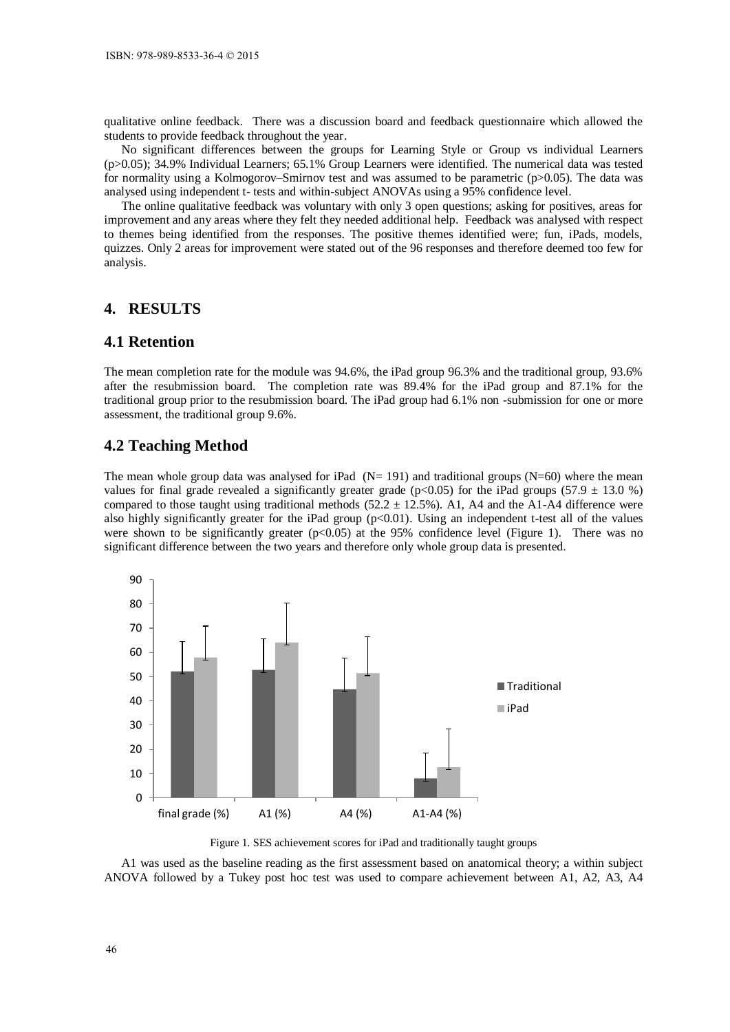qualitative online feedback. There was a discussion board and feedback questionnaire which allowed the students to provide feedback throughout the year.

No significant differences between the groups for Learning Style or Group vs individual Learners ($p>0.05$); 34.9% Individual Learners; 65.1% Group Learners were identified. The numerical data was tested for normality using a Kolmogorov–Smirnov test and was assumed to be parametric ($p>0.05$). The data was analysed using independent t- tests and within-subject ANOVAs using a 95% confidence level.

The online qualitative feedback was voluntary with only 3 open questions; asking for positives, areas for improvement and any areas where they felt they needed additional help. Feedback was analysed with respect to themes being identified from the responses. The positive themes identified were; fun, iPads, models, quizzes. Only 2 areas for improvement were stated out of the 96 responses and therefore deemed too few for analysis.

## 4. RESULTS

### 4.1 Retention

The mean completion rate for the module was 94.6%, the iPad group 96.3% and the traditional group, 93.6% after the resubmission board. The completion rate was 89.4% for the iPad group and 87.1% for the traditional group prior to the resubmission board. The iPad group had 6.1% non -submission for one or more assessment, the traditional group 9.6%.

### 4.2 Teaching Method

The mean whole group data was analysed for iPad ($N= 191$) and traditional groups ($N=60$) where the mean values for final grade revealed a significantly greater grade ($p<0.05$) for the iPad groups ($57.9 \pm 13.0$ %) compared to those taught using traditional methods ($52.2 \pm 12.5$%). A1, A4 and the A1-A4 difference were also highly significantly greater for the iPad group ($p<0.01$). Using an independent t-test all of the values were shown to be significantly greater ($p<0.05$) at the 95% confidence level (Figure 1). There was no significant difference between the two years and therefore only whole group data is presented.

Figure 1. SES achievement scores for iPad and traditionally taught groups

A1 was used as the baseline reading as the first assessment based on anatomical theory; a within subject ANOVA followed by a Tukey post hoc test was used to compare achievement between A1, A2, A3, A4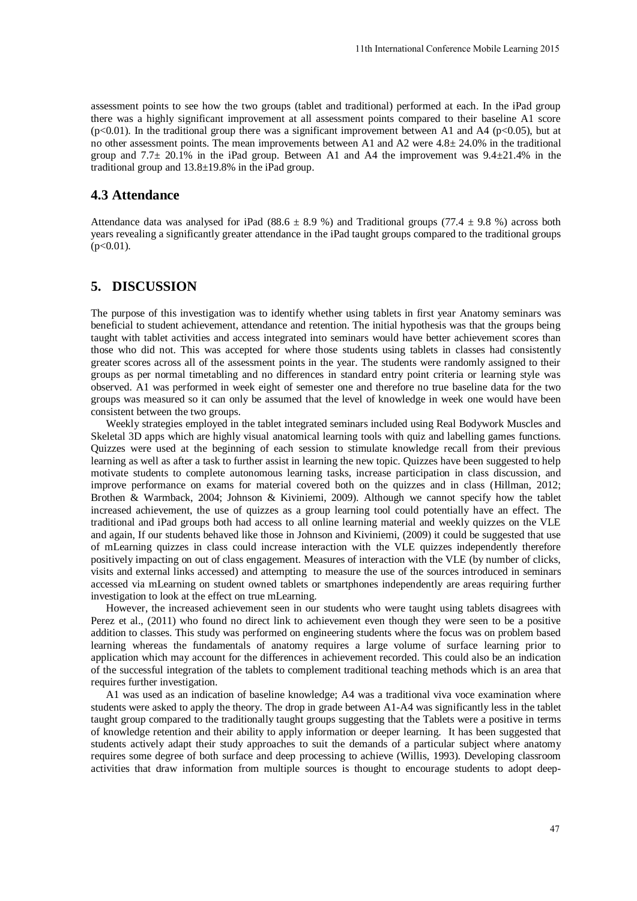assessment points to see how the two groups (tablet and traditional) performed at each. In the iPad group there was a highly significant improvement at all assessment points compared to their baseline A1 score ($p<0.01$). In the traditional group there was a significant improvement between A1 and A4 ($p<0.05$), but at no other assessment points. The mean improvements between A1 and A2 were $4.8\pm 24.0\%$ in the traditional group and $7.7\pm 20.1\%$ in the iPad group. Between A1 and A4 the improvement was $9.4\pm21.4\%$ in the traditional group and $13.8\pm19.8\%$ in the iPad group.

### 4.3 Attendance

Attendance data was analysed for iPad ($88.6 \pm 8.9$ %) and Traditional groups ($77.4 \pm 9.8$ %) across both years revealing a significantly greater attendance in the iPad taught groups compared to the traditional groups ($p<0.01$).

## 5. DISCUSSION

The purpose of this investigation was to identify whether using tablets in first year Anatomy seminars was beneficial to student achievement, attendance and retention. The initial hypothesis was that the groups being taught with tablet activities and access integrated into seminars would have better achievement scores than those who did not. This was accepted for where those students using tablets in classes had consistently greater scores across all of the assessment points in the year. The students were randomly assigned to their groups as per normal timetabling and no differences in standard entry point criteria or learning style was observed. A1 was performed in week eight of semester one and therefore no true baseline data for the two groups was measured so it can only be assumed that the level of knowledge in week one would have been consistent between the two groups.

Weekly strategies employed in the tablet integrated seminars included using Real Bodywork Muscles and Skeletal 3D apps which are highly visual anatomical learning tools with quiz and labelling games functions. Quizzes were used at the beginning of each session to stimulate knowledge recall from their previous learning as well as after a task to further assist in learning the new topic. Quizzes have been suggested to help motivate students to complete autonomous learning tasks, increase participation in class discussion, and improve performance on exams for material covered both on the quizzes and in class (Hillman, 2012; Brothen & Warmback, 2004; Johnson & Kiviniemi, 2009). Although we cannot specify how the tablet increased achievement, the use of quizzes as a group learning tool could potentially have an effect. The traditional and iPad groups both had access to all online learning material and weekly quizzes on the VLE and again, If our students behaved like those in Johnson and Kiviniemi, (2009) it could be suggested that use of mLearning quizzes in class could increase interaction with the VLE quizzes independently therefore positively impacting on out of class engagement. Measures of interaction with the VLE (by number of clicks, visits and external links accessed) and attempting to measure the use of the sources introduced in seminars accessed via mLearning on student owned tablets or smartphones independently are areas requiring further investigation to look at the effect on true mLearning.

However, the increased achievement seen in our students who were taught using tablets disagrees with Perez et al., (2011) who found no direct link to achievement even though they were seen to be a positive addition to classes. This study was performed on engineering students where the focus was on problem based learning whereas the fundamentals of anatomy requires a large volume of surface learning prior to application which may account for the differences in achievement recorded. This could also be an indication of the successful integration of the tablets to complement traditional teaching methods which is an area that requires further investigation.

A1 was used as an indication of baseline knowledge; A4 was a traditional viva voce examination where students were asked to apply the theory. The drop in grade between A1-A4 was significantly less in the tablet taught group compared to the traditionally taught groups suggesting that the Tablets were a positive in terms of knowledge retention and their ability to apply information or deeper learning. It has been suggested that students actively adapt their study approaches to suit the demands of a particular subject where anatomy requires some degree of both surface and deep processing to achieve (Willis, 1993). Developing classroom activities that draw information from multiple sources is thought to encourage students to adopt deep-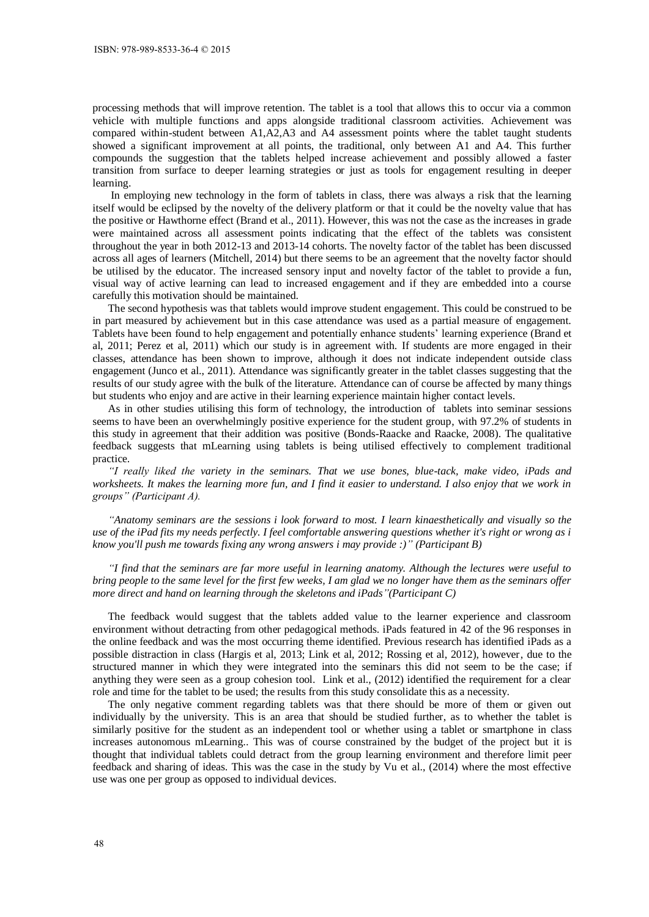processing methods that will improve retention. The tablet is a tool that allows this to occur via a common vehicle with multiple functions and apps alongside traditional classroom activities. Achievement was compared within-student between A1,A2,A3 and A4 assessment points where the tablet taught students showed a significant improvement at all points, the traditional, only between A1 and A4. This further compounds the suggestion that the tablets helped increase achievement and possibly allowed a faster transition from surface to deeper learning strategies or just as tools for engagement resulting in deeper learning.

In employing new technology in the form of tablets in class, there was always a risk that the learning itself would be eclipsed by the novelty of the delivery platform or that it could be the novelty value that has the positive or Hawthorne effect (Brand et al., 2011). However, this was not the case as the increases in grade were maintained across all assessment points indicating that the effect of the tablets was consistent throughout the year in both 2012-13 and 2013-14 cohorts. The novelty factor of the tablet has been discussed across all ages of learners (Mitchell, 2014) but there seems to be an agreement that the novelty factor should be utilised by the educator. The increased sensory input and novelty factor of the tablet to provide a fun, visual way of active learning can lead to increased engagement and if they are embedded into a course carefully this motivation should be maintained.

The second hypothesis was that tablets would improve student engagement. This could be construed to be in part measured by achievement but in this case attendance was used as a partial measure of engagement. Tablets have been found to help engagement and potentially enhance students' learning experience (Brand et al, 2011; Perez et al, 2011) which our study is in agreement with. If students are more engaged in their classes, attendance has been shown to improve, although it does not indicate independent outside class engagement (Junco et al., 2011). Attendance was significantly greater in the tablet classes suggesting that the results of our study agree with the bulk of the literature. Attendance can of course be affected by many things but students who enjoy and are active in their learning experience maintain higher contact levels.

As in other studies utilising this form of technology, the introduction of tablets into seminar sessions seems to have been an overwhelmingly positive experience for the student group, with 97.2% of students in this study in agreement that their addition was positive (Bonds-Raacke and Raacke, 2008). The qualitative feedback suggests that mLearning using tablets is being utilised effectively to complement traditional practice.

*"I really liked the variety in the seminars. That we use bones, blue-tack, make video, iPads and worksheets. It makes the learning more fun, and I find it easier to understand. I also enjoy that we work in groups" (Participant A).*

*"Anatomy seminars are the sessions i look forward to most. I learn kinaesthetically and visually so the use of the iPad fits my needs perfectly. I feel comfortable answering questions whether it's right or wrong as i know you'll push me towards fixing any wrong answers i may provide :)" (Participant B)*

*"I find that the seminars are far more useful in learning anatomy. Although the lectures were useful to bring people to the same level for the first few weeks, I am glad we no longer have them as the seminars offer more direct and hand on learning through the skeletons and iPads"(Participant C)*

The feedback would suggest that the tablets added value to the learner experience and classroom environment without detracting from other pedagogical methods. iPads featured in 42 of the 96 responses in the online feedback and was the most occurring theme identified. Previous research has identified iPads as a possible distraction in class (Hargis et al, 2013; Link et al, 2012; Rossing et al, 2012), however, due to the structured manner in which they were integrated into the seminars this did not seem to be the case; if anything they were seen as a group cohesion tool. Link et al., (2012) identified the requirement for a clear role and time for the tablet to be used; the results from this study consolidate this as a necessity.

The only negative comment regarding tablets was that there should be more of them or given out individually by the university. This is an area that should be studied further, as to whether the tablet is similarly positive for the student as an independent tool or whether using a tablet or smartphone in class increases autonomous mLearning.. This was of course constrained by the budget of the project but it is thought that individual tablets could detract from the group learning environment and therefore limit peer feedback and sharing of ideas. This was the case in the study by Vu et al., (2014) where the most effective use was one per group as opposed to individual devices.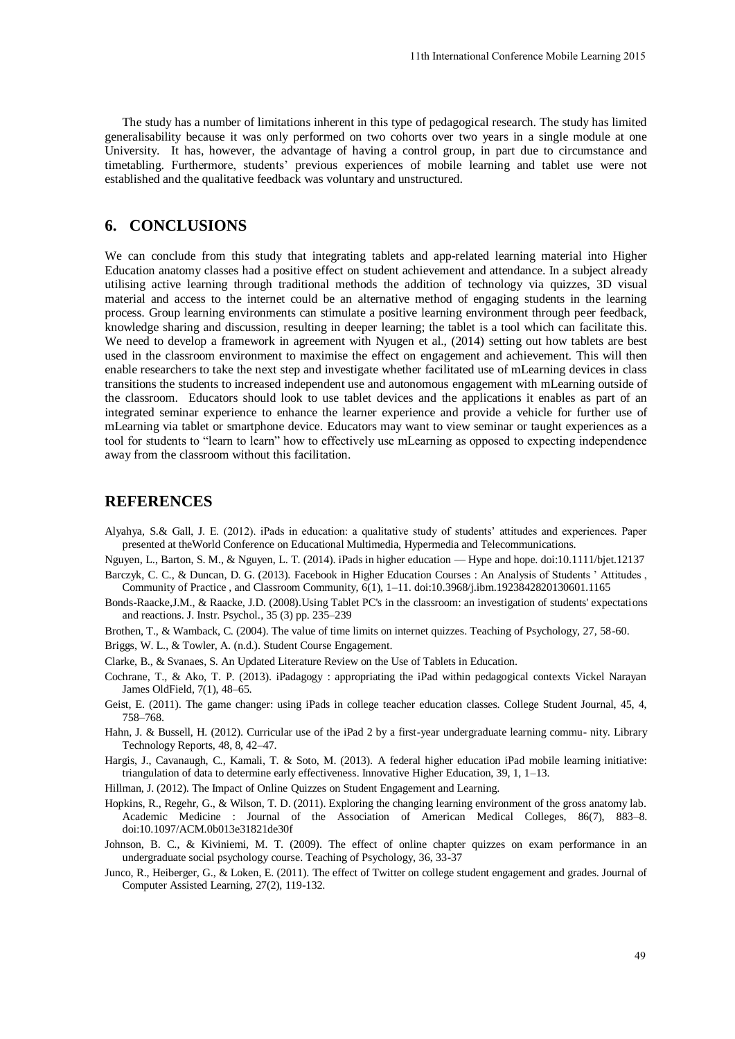The study has a number of limitations inherent in this type of pedagogical research. The study has limited generalisability because it was only performed on two cohorts over two years in a single module at one University. It has, however, the advantage of having a control group, in part due to circumstance and timetabling. Furthermore, students' previous experiences of mobile learning and tablet use were not established and the qualitative feedback was voluntary and unstructured.

## 6. CONCLUSIONS

We can conclude from this study that integrating tablets and app-related learning material into Higher Education anatomy classes had a positive effect on student achievement and attendance. In a subject already utilising active learning through traditional methods the addition of technology via quizzes, 3D visual material and access to the internet could be an alternative method of engaging students in the learning process. Group learning environments can stimulate a positive learning environment through peer feedback, knowledge sharing and discussion, resulting in deeper learning; the tablet is a tool which can facilitate this. We need to develop a framework in agreement with Nyugen et al., (2014) setting out how tablets are best used in the classroom environment to maximise the effect on engagement and achievement. This will then enable researchers to take the next step and investigate whether facilitated use of mLearning devices in class transitions the students to increased independent use and autonomous engagement with mLearning outside of the classroom. Educators should look to use tablet devices and the applications it enables as part of an integrated seminar experience to enhance the learner experience and provide a vehicle for further use of mLearning via tablet or smartphone device. Educators may want to view seminar or taught experiences as a tool for students to "learn to learn" how to effectively use mLearning as opposed to expecting independence away from the classroom without this facilitation.

## REFERENCES

Alyahya, S.& Gall, J. E. (2012). iPads in education: a qualitative study of students' attitudes and experiences. Paper presented at theWorld Conference on Educational Multimedia, Hypermedia and Telecommunications.

Nguyen, L., Barton, S. M., & Nguyen, L. T. (2014). iPads in higher education — Hype and hope. doi:10.1111/bjet.12137

Barczyk, C. C., & Duncan, D. G. (2013). Facebook in Higher Education Courses : An Analysis of Students ' Attitudes , Community of Practice , and Classroom Community, 6(1), 1–11. doi:10.3968/j.ibm.1923842820130601.1165

Bonds-Raacke,J.M., & Raacke, J.D. (2008).Using Tablet PC's in the classroom: an investigation of students' expectations and reactions. J. Instr. Psychol., 35 (3) pp. 235–239

Brothen, T., & Wamback, C. (2004). The value of time limits on internet quizzes. Teaching of Psychology, 27, 58-60.

Briggs, W. L., & Towler, A. (n.d.). Student Course Engagement.

Clarke, B., & Svanaes, S. An Updated Literature Review on the Use of Tablets in Education.

Cochrane, T., & Ako, T. P. (2013). iPadagogy : appropriating the iPad within pedagogical contexts Vickel Narayan James OldField, 7(1), 48–65.

Geist, E. (2011). The game changer: using iPads in college teacher education classes. College Student Journal, 45, 4, 758–768.

Hahn, J. & Bussell, H. (2012). Curricular use of the iPad 2 by a first-year undergraduate learning commu- nity. Library Technology Reports, 48, 8, 42–47.

Hargis, J., Cavanaugh, C., Kamali, T. & Soto, M. (2013). A federal higher education iPad mobile learning initiative: triangulation of data to determine early effectiveness. Innovative Higher Education, 39, 1, 1–13.

Hillman, J. (2012). The Impact of Online Quizzes on Student Engagement and Learning.

Hopkins, R., Regehr, G., & Wilson, T. D. (2011). Exploring the changing learning environment of the gross anatomy lab. Academic Medicine : Journal of the Association of American Medical Colleges, 86(7), 883–8. doi:10.1097/ACM.0b013e31821de30f

Johnson, B. C., & Kiviniemi, M. T. (2009). The effect of online chapter quizzes on exam performance in an undergraduate social psychology course. Teaching of Psychology, 36, 33-37

Junco, R., Heiberger, G., & Loken, E. (2011). The effect of Twitter on college student engagement and grades. Journal of Computer Assisted Learning, 27(2), 119-132.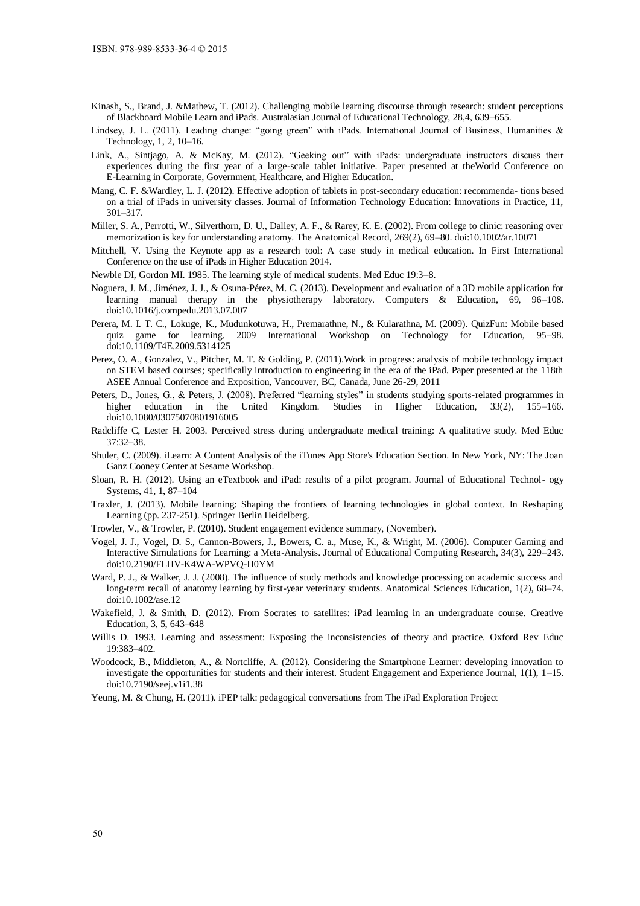Kinash, S., Brand, J. &Mathew, T. (2012). Challenging mobile learning discourse through research: student perceptions of Blackboard Mobile Learn and iPads. Australasian Journal of Educational Technology, 28,4, 639–655.

Lindsey, J. L. (2011). Leading change: "going green" with iPads. International Journal of Business, Humanities & Technology, 1, 2, 10–16.

Link, A., Sintjago, A. & McKay, M. (2012). "Geeking out" with iPads: undergraduate instructors discuss their experiences during the first year of a large-scale tablet initiative. Paper presented at theWorld Conference on E-Learning in Corporate, Government, Healthcare, and Higher Education.

Mang, C. F. &Wardley, L. J. (2012). Effective adoption of tablets in post-secondary education: recommenda- tions based on a trial of iPads in university classes. Journal of Information Technology Education: Innovations in Practice, 11, 301–317.

Miller, S. A., Perrotti, W., Silverthorn, D. U., Dalley, A. F., & Rarey, K. E. (2002). From college to clinic: reasoning over memorization is key for understanding anatomy. The Anatomical Record, 269(2), 69–80. doi:10.1002/ar.10071

Mitchell, V. Using the Keynote app as a research tool: A case study in medical education. In First International Conference on the use of iPads in Higher Education 2014.

Newble DI, Gordon MI. 1985. The learning style of medical students. Med Educ 19:3–8.

Noguera, J. M., Jiménez, J. J., & Osuna-Pérez, M. C. (2013). Development and evaluation of a 3D mobile application for learning manual therapy in the physiotherapy laboratory. Computers & Education, 69, 96–108. doi:10.1016/j.compedu.2013.07.007

Perera, M. I. T. C., Lokuge, K., Mudunkotuwa, H., Premarathne, N., & Kularathna, M. (2009). QuizFun: Mobile based quiz game for learning. 2009 International Workshop on Technology for Education, 95–98. doi:10.1109/T4E.2009.5314125

Perez, O. A., Gonzalez, V., Pitcher, M. T. & Golding, P. (2011).Work in progress: analysis of mobile technology impact on STEM based courses; specifically introduction to engineering in the era of the iPad. Paper presented at the 118th ASEE Annual Conference and Exposition, Vancouver, BC, Canada, June 26-29, 2011

Peters, D., Jones, G., & Peters, J. (2008). Preferred "learning styles" in students studying sports-related programmes in higher education in the United Kingdom. Studies in Higher Education, 33(2), 155–166. doi:10.1080/03075070801916005

Radcliffe C, Lester H. 2003. Perceived stress during undergraduate medical training: A qualitative study. Med Educ 37:32–38.

Shuler, C. (2009). iLearn: A Content Analysis of the iTunes App Store's Education Section. In New York, NY: The Joan Ganz Cooney Center at Sesame Workshop.

Sloan, R. H. (2012). Using an eTextbook and iPad: results of a pilot program. Journal of Educational Technol- ogy Systems, 41, 1, 87–104

Traxler, J. (2013). Mobile learning: Shaping the frontiers of learning technologies in global context. In Reshaping Learning (pp. 237-251). Springer Berlin Heidelberg.

Trowler, V., & Trowler, P. (2010). Student engagement evidence summary, (November).

Vogel, J. J., Vogel, D. S., Cannon-Bowers, J., Bowers, C. a., Muse, K., & Wright, M. (2006). Computer Gaming and Interactive Simulations for Learning: a Meta-Analysis. Journal of Educational Computing Research, 34(3), 229–243. doi:10.2190/FLHV-K4WA-WPVQ-H0YM

Ward, P. J., & Walker, J. J. (2008). The influence of study methods and knowledge processing on academic success and long-term recall of anatomy learning by first-year veterinary students. Anatomical Sciences Education, 1(2), 68–74. doi:10.1002/ase.12

Wakefield, J. & Smith, D. (2012). From Socrates to satellites: iPad learning in an undergraduate course. Creative Education, 3, 5, 643–648

Willis D. 1993. Learning and assessment: Exposing the inconsistencies of theory and practice. Oxford Rev Educ 19:383–402.

Woodcock, B., Middleton, A., & Nortcliffe, A. (2012). Considering the Smartphone Learner: developing innovation to investigate the opportunities for students and their interest. Student Engagement and Experience Journal, 1(1), 1–15. doi:10.7190/seej.v1i1.38

Yeung, M. & Chung, H. (2011). iPEP talk: pedagogical conversations from The iPad Exploration Project